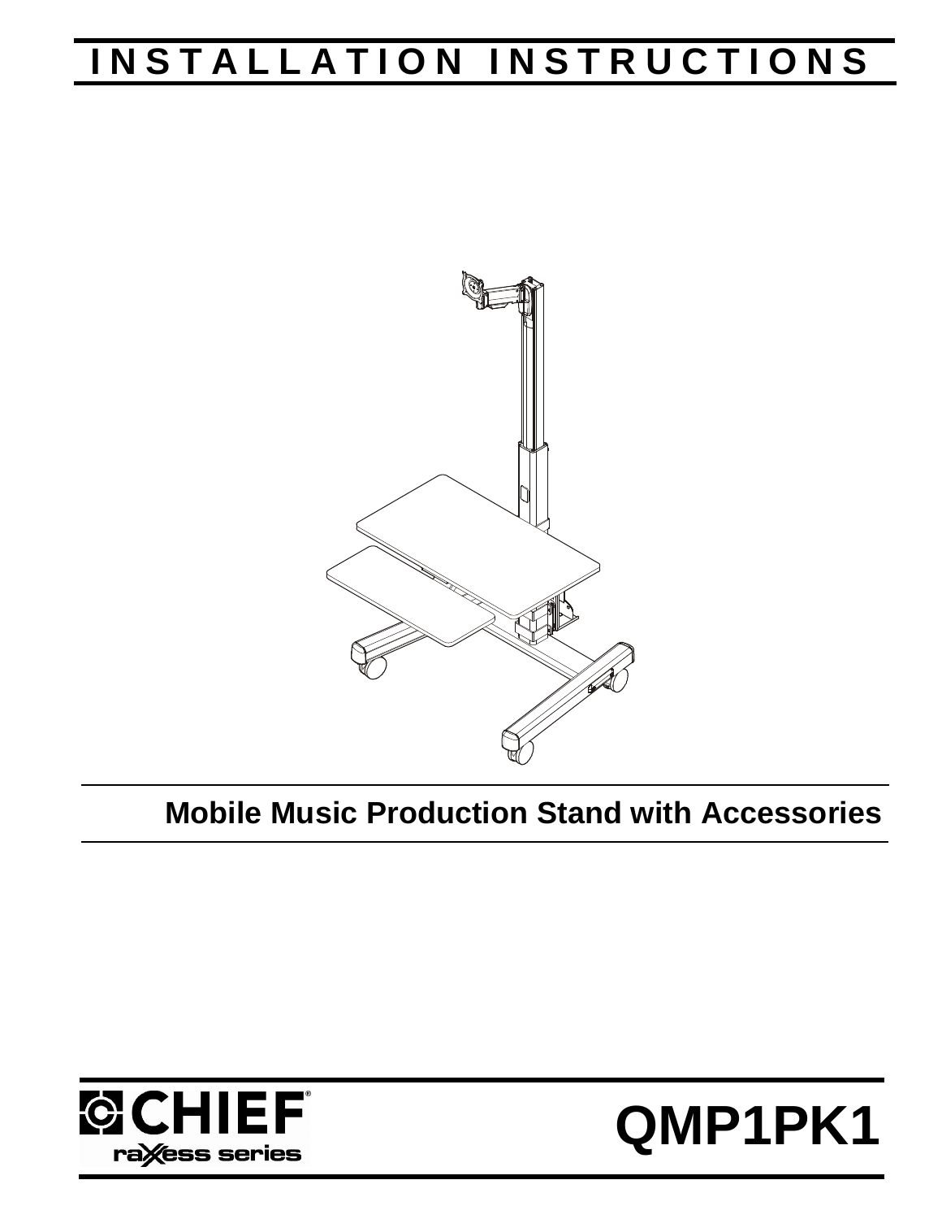# INSTALLATION INSTRUCTIONS

## Mobile Music Production Stand with Accessories

CHIEF® raXess series

# QMP1PK1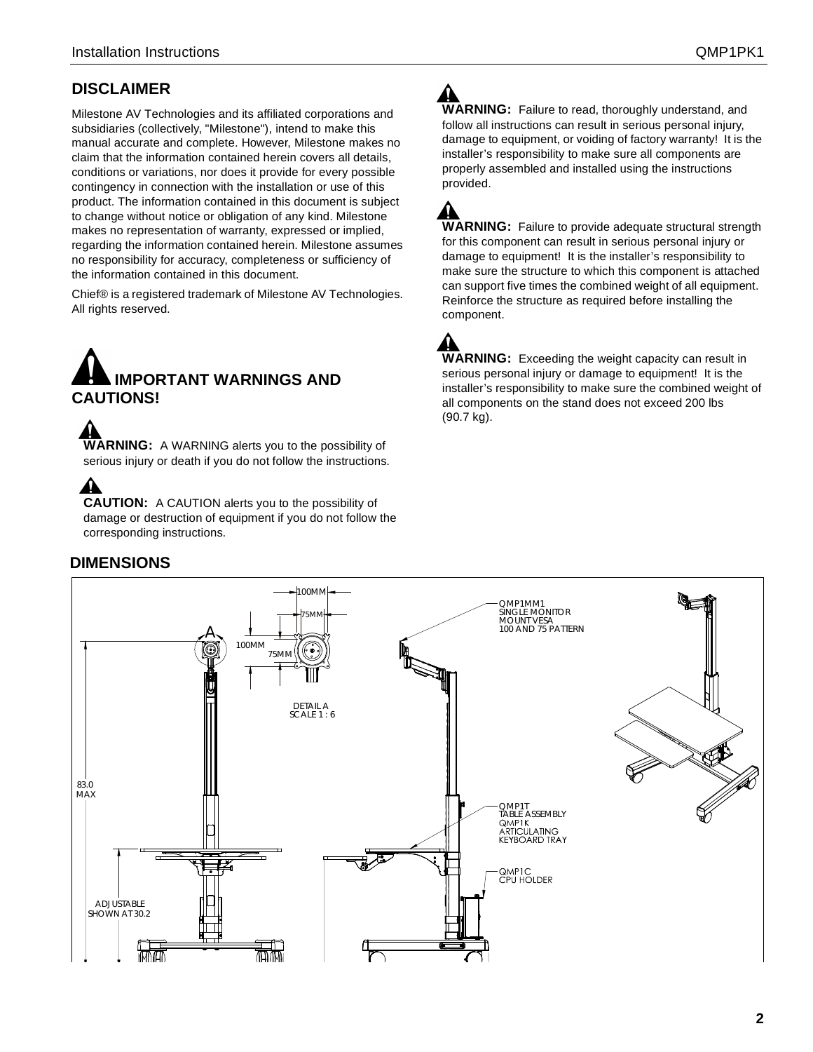## DISCLAIMER

Milestone AV Technologies and its affiliated corporations and subsidiaries (collectively, "Milestone"), intend to make this manual accurate and complete. However, Milestone makes no claim that the information contained herein covers all details, conditions or variations, nor does it provide for every possible contingency in connection with the installation or use of this product. The information contained in this document is subject to change without notice or obligation of any kind. Milestone makes no representation of warranty, expressed or implied, regarding the information contained herein. Milestone assumes no responsibility for accuracy, completeness or sufficiency of the information contained in this document.

Chief® is a registered trademark of Milestone AV Technologies. All rights reserved.

## IMPORTANT WARNINGS AND CAUTIONS!

**WARNING:** A WARNING alerts you to the possibility of serious injury or death if you do not follow the instructions.

**CAUTION:** A CAUTION alerts you to the possibility of damage or destruction of equipment if you do not follow the corresponding instructions.

**WARNING:** Failure to read, thoroughly understand, and follow all instructions can result in serious personal injury, damage to equipment, or voiding of factory warranty! It is the installer's responsibility to make sure all components are properly assembled and installed using the instructions provided.

**WARNING:** Failure to provide adequate structural strength for this component can result in serious personal injury or damage to equipment! It is the installer's responsibility to make sure the structure to which this component is attached can support five times the combined weight of all equipment. Reinforce the structure as required before installing the component.

**WARNING:** Exceeding the weight capacity can result in serious personal injury or damage to equipment! It is the installer's responsibility to make sure the combined weight of all components on the stand does not exceed 200 lbs (90.7 kg).

## DIMENSIONS

100MM
75MM
100MM
75MM
A
DETAIL A
SCALE 1 : 6

83.0
MAX

ADJUSTABLE
SHOWN AT 30.2

QMP1MM1
SINGLE MONITOR
MOUNT VESA
100 AND 75 PATTERN

QMP1T
TABLE ASSEMBLY
QMP1K
ARTICULATING
KEYBOARD TRAY

QMP1C
CPU HOLDER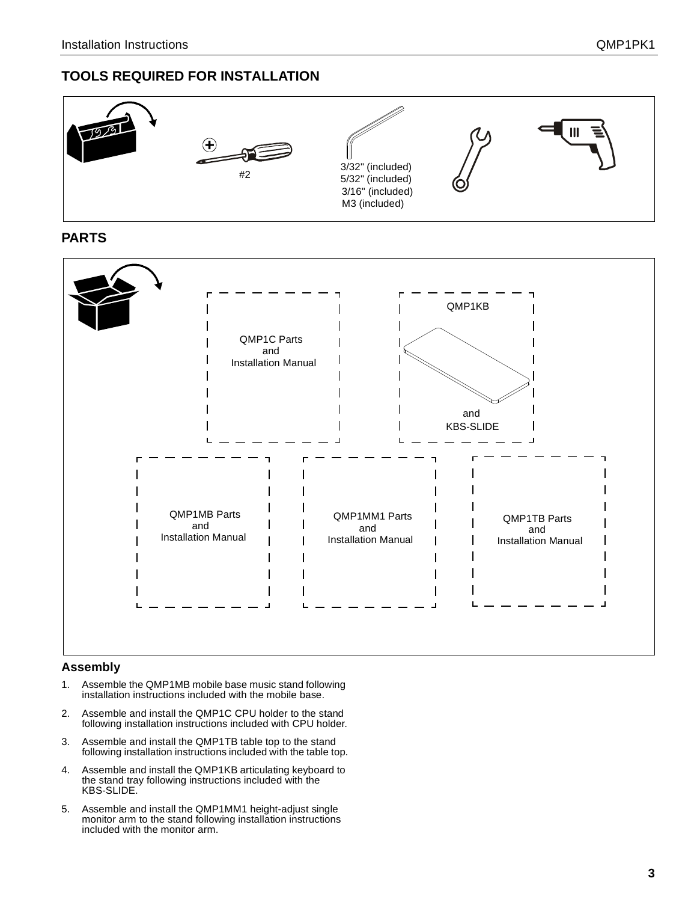## TOOLS REQUIRED FOR INSTALLATION

#2

3/32" (included)
5/32" (included)
3/16" (included)
M3 (included)

## PARTS

QMP1C Parts and Installation Manual

QMP1KB and KBS-SLIDE

QMP1MB Parts and Installation Manual

QMP1MM1 Parts and Installation Manual

QMP1TB Parts and Installation Manual

### Assembly

1. Assemble the QMP1MB mobile base music stand following installation instructions included with the mobile base.
2. Assemble and install the QMP1C CPU holder to the stand following installation instructions included with CPU holder.
3. Assemble and install the QMP1TB table top to the stand following installation instructions included with the table top.
4. Assemble and install the QMP1KB articulating keyboard to the stand tray following instructions included with the KBS-SLIDE.
5. Assemble and install the QMP1MM1 height-adjust single monitor arm to the stand following installation instructions included with the monitor arm.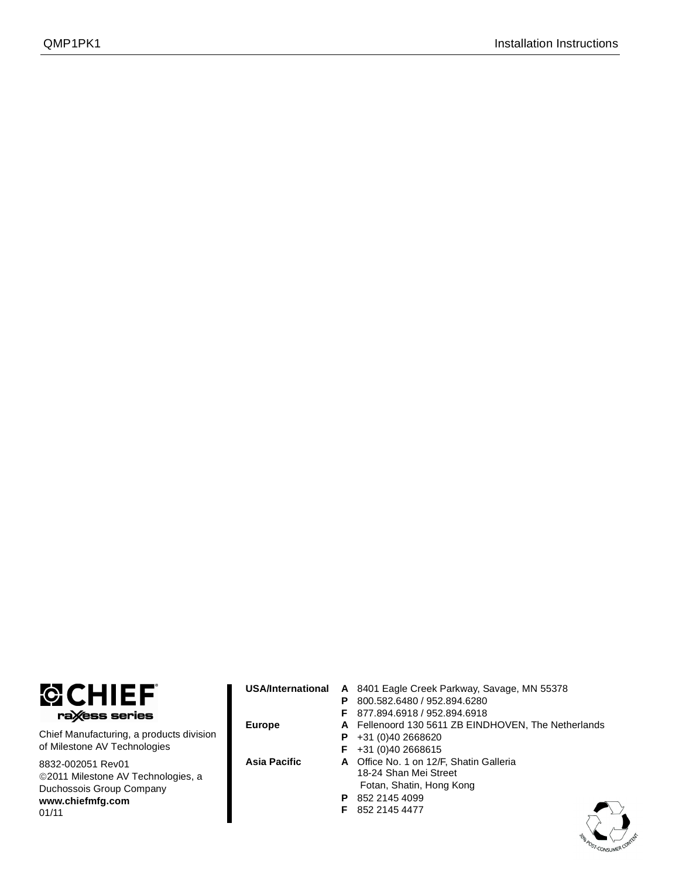CHIEF raXess series

Chief Manufacturing, a products division of Milestone AV Technologies

8832-002051 Rev01
©2011 Milestone AV Technologies, a Duchossois Group Company
**www.chiefmfg.com**
01/11

| | | |
|---|---|---|
| **USA/International** | **A** | 8401 Eagle Creek Parkway, Savage, MN 55378 |
| | **P** | 800.582.6480 / 952.894.6280 |
| | **F** | 877.894.6918 / 952.894.6918 |
| **Europe** | **A** | Fellenoord 130 5611 ZB EINDHOVEN, The Netherlands |
| | **P** | +31 (0)40 2668620 |
| | **F** | +31 (0)40 2668615 |
| **Asia Pacific** | **A** | Office No. 1 on 12/F, Shatin Galleria 18-24 Shan Mei Street Fotan, Shatin, Hong Kong |
| | **P** | 852 2145 4099 |
| | **F** | 852 2145 4477 |

30% POST-CONSUMER CONTENT